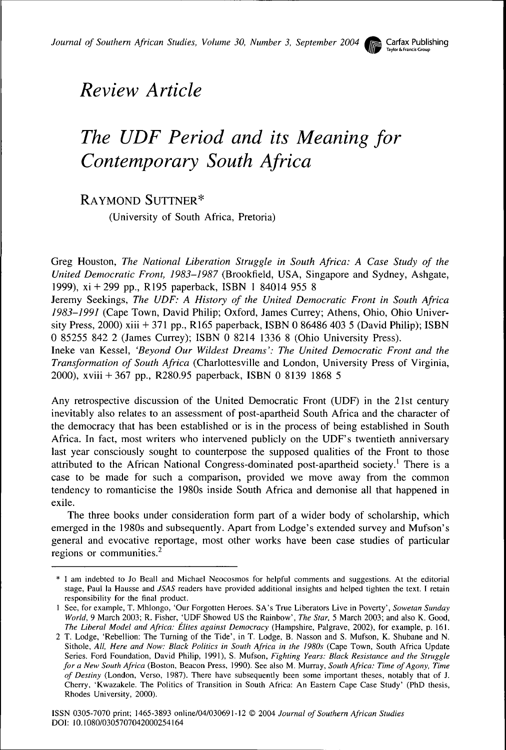*Review Article*

# The UDF Period and its Meaning for Contemporary South Africa

RAYMOND SUTTNER*

(University of South Africa, Pretoria)

Greg Houston, *The National Liberation Struggle in South Africa: A Case Study of the United Democratic Front, 1983–1987* (Brookfield, USA, Singapore and Sydney, Ashgate, 1999), xi + 299 pp., R195 paperback, ISBN 1 84014 955 8

Jeremy Seekings, *The UDF: A History of the United Democratic Front in South Africa 1983–1991* (Cape Town, David Philip; Oxford, James Currey; Athens, Ohio, Ohio University Press, 2000) xiii + 371 pp., R165 paperback, ISBN 0 86486 403 5 (David Philip); ISBN 0 85255 842 2 (James Currey); ISBN 0 8214 1336 8 (Ohio University Press).

Ineke van Kessel, *'Beyond Our Wildest Dreams': The United Democratic Front and the Transformation of South Africa* (Charlottesville and London, University Press of Virginia, 2000), xviii + 367 pp., R280.95 paperback, ISBN 0 8139 1868 5

Any retrospective discussion of the United Democratic Front (UDF) in the 21st century inevitably also relates to an assessment of post-apartheid South Africa and the character of the democracy that has been established or is in the process of being established in South Africa. In fact, most writers who intervened publicly on the UDF's twentieth anniversary last year consciously sought to counterpose the supposed qualities of the Front to those attributed to the African National Congress-dominated post-apartheid society.[1] There is a case to be made for such a comparison, provided we move away from the common tendency to romanticise the 1980s inside South Africa and demonise all that happened in exile.

The three books under consideration form part of a wider body of scholarship, which emerged in the 1980s and subsequently. Apart from Lodge's extended survey and Mufson's general and evocative reportage, most other works have been case studies of particular regions or communities.[2]

---

\* I am indebted to Jo Beall and Michael Neocosmos for helpful comments and suggestions. At the editorial stage, Paul la Hausse and *JSAS* readers have provided additional insights and helped tighten the text. I retain responsibility for the final product.

1 See, for example, T. Mhlongo, 'Our Forgotten Heroes. SA's True Liberators Live in Poverty', *Sowetan Sunday World*, 9 March 2003; R. Fisher, 'UDF Showed US the Rainbow', *The Star*, 5 March 2003; and also K. Good, *The Liberal Model and Africa: Élites against Democracy* (Hampshire, Palgrave, 2002), for example, p. 161.

2 T. Lodge, 'Rebellion: The Turning of the Tide', in T. Lodge, B. Nasson and S. Mufson, K. Shubane and N. Sithole, *All, Here and Now: Black Politics in South Africa in the 1980s* (Cape Town, South Africa Update Series. Ford Foundation, David Philip, 1991), S. Mufson, *Fighting Years: Black Resistance and the Struggle for a New South Africa* (Boston, Beacon Press, 1990). See also M. Murray, *South Africa: Time of Agony, Time of Destiny* (London, Verso, 1987). There have subsequently been some important theses, notably that of J. Cherry, 'Kwazakele. The Politics of Transition in South Africa: An Eastern Cape Case Study' (PhD thesis, Rhodes University, 2000).

ISSN 0305-7070 print; 1465-3893 online/04/030691-12 © 2004 *Journal of Southern African Studies*
DOI: 10.1080/0305707042000254164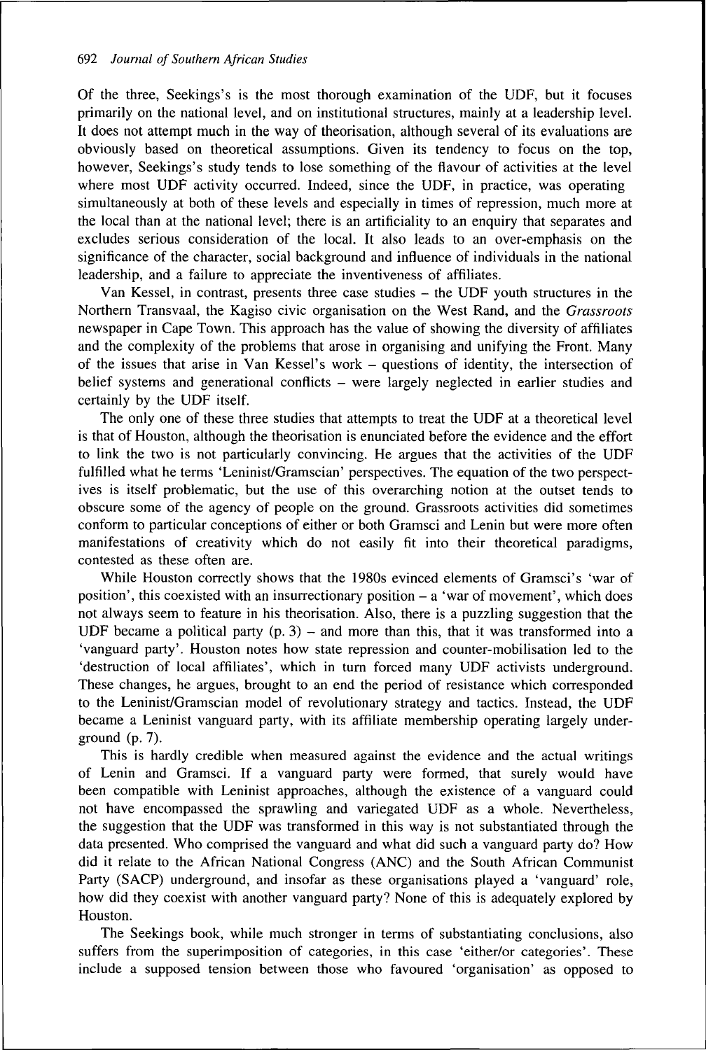Of the three, Seekings's is the most thorough examination of the UDF, but it focuses primarily on the national level, and on institutional structures, mainly at a leadership level. It does not attempt much in the way of theorisation, although several of its evaluations are obviously based on theoretical assumptions. Given its tendency to focus on the top, however, Seekings's study tends to lose something of the flavour of activities at the level where most UDF activity occurred. Indeed, since the UDF, in practice, was operating simultaneously at both of these levels and especially in times of repression, much more at the local than at the national level; there is an artificiality to an enquiry that separates and excludes serious consideration of the local. It also leads to an over-emphasis on the significance of the character, social background and influence of individuals in the national leadership, and a failure to appreciate the inventiveness of affiliates.

Van Kessel, in contrast, presents three case studies – the UDF youth structures in the Northern Transvaal, the Kagiso civic organisation on the West Rand, and the *Grassroots* newspaper in Cape Town. This approach has the value of showing the diversity of affiliates and the complexity of the problems that arose in organising and unifying the Front. Many of the issues that arise in Van Kessel's work – questions of identity, the intersection of belief systems and generational conflicts – were largely neglected in earlier studies and certainly by the UDF itself.

The only one of these three studies that attempts to treat the UDF at a theoretical level is that of Houston, although the theorisation is enunciated before the evidence and the effort to link the two is not particularly convincing. He argues that the activities of the UDF fulfilled what he terms 'Leninist/Gramscian' perspectives. The equation of the two perspectives is itself problematic, but the use of this overarching notion at the outset tends to obscure some of the agency of people on the ground. Grassroots activities did sometimes conform to particular conceptions of either or both Gramsci and Lenin but were more often manifestations of creativity which do not easily fit into their theoretical paradigms, contested as these often are.

While Houston correctly shows that the 1980s evinced elements of Gramsci's 'war of position', this coexisted with an insurrectionary position – a 'war of movement', which does not always seem to feature in his theorisation. Also, there is a puzzling suggestion that the UDF became a political party (p. 3) – and more than this, that it was transformed into a 'vanguard party'. Houston notes how state repression and counter-mobilisation led to the 'destruction of local affiliates', which in turn forced many UDF activists underground. These changes, he argues, brought to an end the period of resistance which corresponded to the Leninist/Gramscian model of revolutionary strategy and tactics. Instead, the UDF became a Leninist vanguard party, with its affiliate membership operating largely underground (p. 7).

This is hardly credible when measured against the evidence and the actual writings of Lenin and Gramsci. If a vanguard party were formed, that surely would have been compatible with Leninist approaches, although the existence of a vanguard could not have encompassed the sprawling and variegated UDF as a whole. Nevertheless, the suggestion that the UDF was transformed in this way is not substantiated through the data presented. Who comprised the vanguard and what did such a vanguard party do? How did it relate to the African National Congress (ANC) and the South African Communist Party (SACP) underground, and insofar as these organisations played a 'vanguard' role, how did they coexist with another vanguard party? None of this is adequately explored by Houston.

The Seekings book, while much stronger in terms of substantiating conclusions, also suffers from the superimposition of categories, in this case 'either/or categories'. These include a supposed tension between those who favoured 'organisation' as opposed to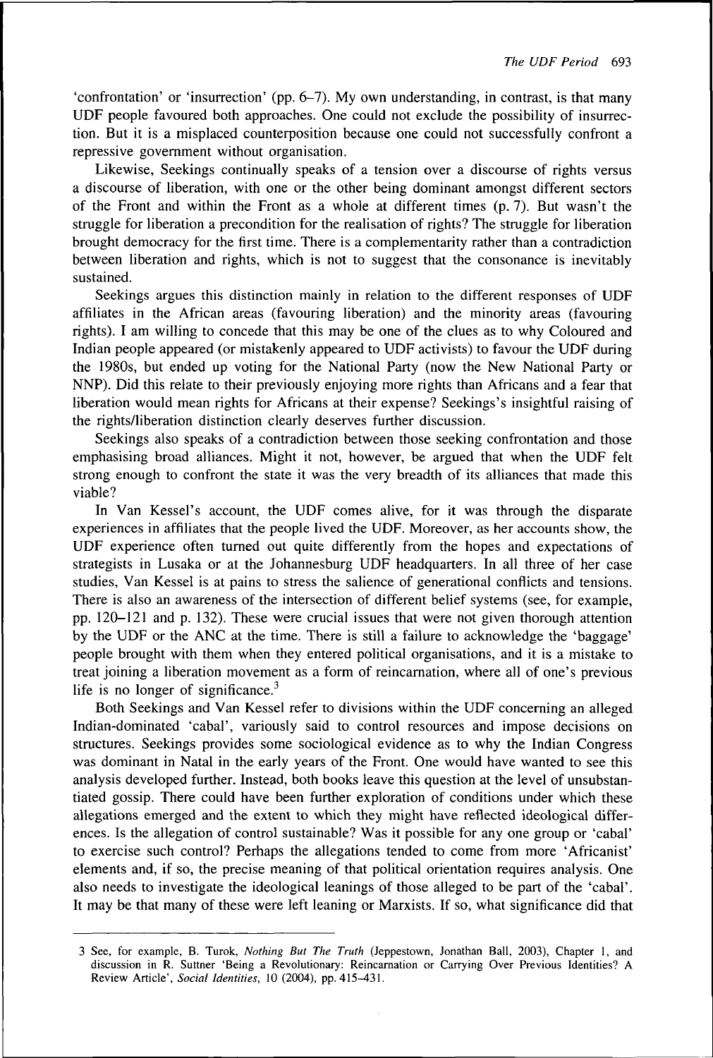'confrontation' or 'insurrection' (pp. 6–7). My own understanding, in contrast, is that many UDF people favoured both approaches. One could not exclude the possibility of insurrection. But it is a misplaced counterposition because one could not successfully confront a repressive government without organisation.

Likewise, Seekings continually speaks of a tension over a discourse of rights versus a discourse of liberation, with one or the other being dominant amongst different sectors of the Front and within the Front as a whole at different times (p. 7). But wasn't the struggle for liberation a precondition for the realisation of rights? The struggle for liberation brought democracy for the first time. There is a complementarity rather than a contradiction between liberation and rights, which is not to suggest that the consonance is inevitably sustained.

Seekings argues this distinction mainly in relation to the different responses of UDF affiliates in the African areas (favouring liberation) and the minority areas (favouring rights). I am willing to concede that this may be one of the clues as to why Coloured and Indian people appeared (or mistakenly appeared to UDF activists) to favour the UDF during the 1980s, but ended up voting for the National Party (now the New National Party or NNP). Did this relate to their previously enjoying more rights than Africans and a fear that liberation would mean rights for Africans at their expense? Seekings's insightful raising of the rights/liberation distinction clearly deserves further discussion.

Seekings also speaks of a contradiction between those seeking confrontation and those emphasising broad alliances. Might it not, however, be argued that when the UDF felt strong enough to confront the state it was the very breadth of its alliances that made this viable?

In Van Kessel's account, the UDF comes alive, for it was through the disparate experiences in affiliates that the people lived the UDF. Moreover, as her accounts show, the UDF experience often turned out quite differently from the hopes and expectations of strategists in Lusaka or at the Johannesburg UDF headquarters. In all three of her case studies, Van Kessel is at pains to stress the salience of generational conflicts and tensions. There is also an awareness of the intersection of different belief systems (see, for example, pp. 120–121 and p. 132). These were crucial issues that were not given thorough attention by the UDF or the ANC at the time. There is still a failure to acknowledge the 'baggage' people brought with them when they entered political organisations, and it is a mistake to treat joining a liberation movement as a form of reincarnation, where all of one's previous life is no longer of significance.[3]

Both Seekings and Van Kessel refer to divisions within the UDF concerning an alleged Indian-dominated 'cabal', variously said to control resources and impose decisions on structures. Seekings provides some sociological evidence as to why the Indian Congress was dominant in Natal in the early years of the Front. One would have wanted to see this analysis developed further. Instead, both books leave this question at the level of unsubstantiated gossip. There could have been further exploration of conditions under which these allegations emerged and the extent to which they might have reflected ideological differences. Is the allegation of control sustainable? Was it possible for any one group or 'cabal' to exercise such control? Perhaps the allegations tended to come from more 'Africanist' elements and, if so, the precise meaning of that political orientation requires analysis. One also needs to investigate the ideological leanings of those alleged to be part of the 'cabal'. It may be that many of these were left leaning or Marxists. If so, what significance did that

---

3 See, for example, B. Turok, *Nothing But The Truth* (Jeppestown, Jonathan Ball, 2003), Chapter 1, and discussion in R. Suttner 'Being a Revolutionary: Reincarnation or Carrying Over Previous Identities? A Review Article', *Social Identities*, 10 (2004), pp. 415–431.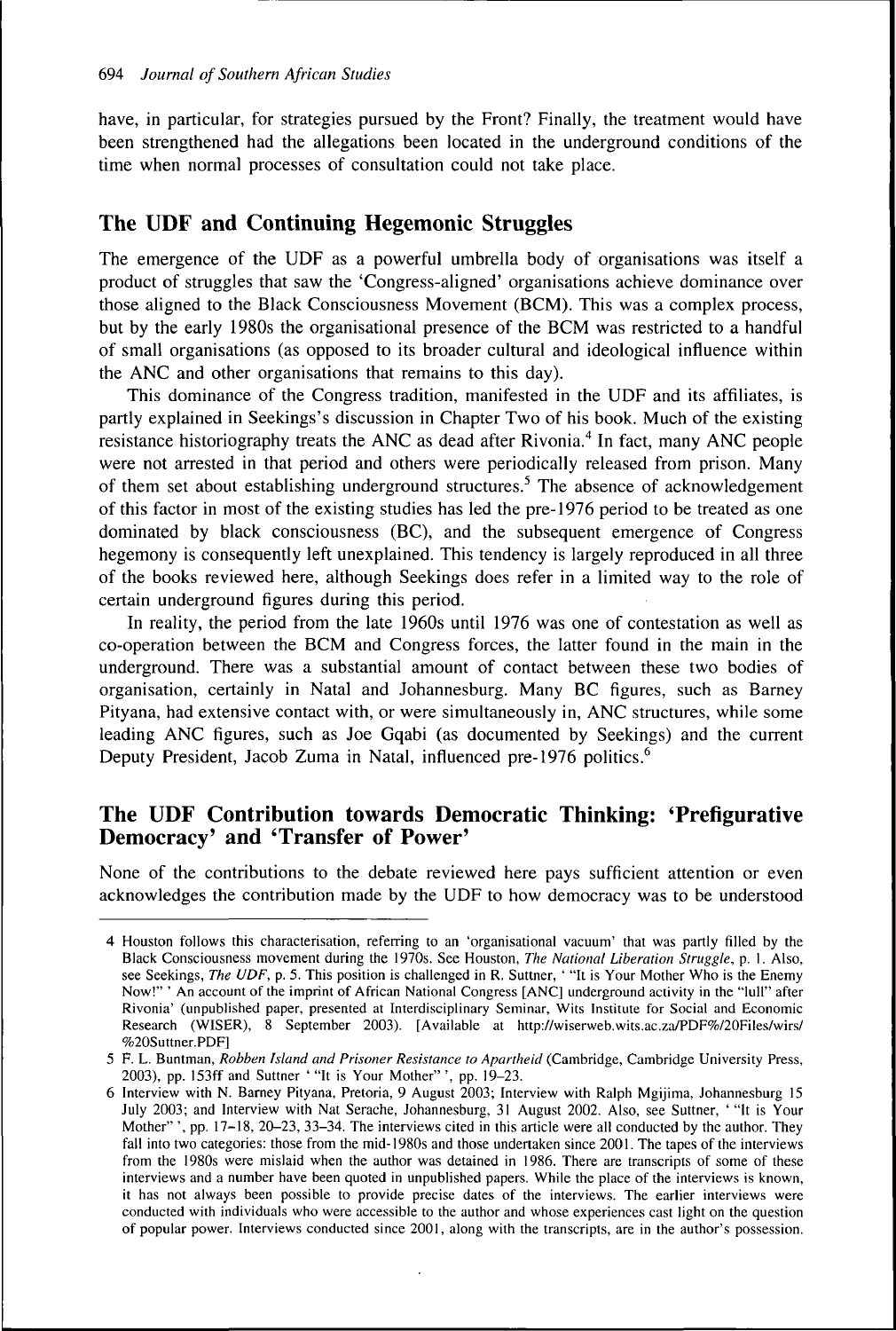have, in particular, for strategies pursued by the Front? Finally, the treatment would have been strengthened had the allegations been located in the underground conditions of the time when normal processes of consultation could not take place.

## The UDF and Continuing Hegemonic Struggles

The emergence of the UDF as a powerful umbrella body of organisations was itself a product of struggles that saw the 'Congress-aligned' organisations achieve dominance over those aligned to the Black Consciousness Movement (BCM). This was a complex process, but by the early 1980s the organisational presence of the BCM was restricted to a handful of small organisations (as opposed to its broader cultural and ideological influence within the ANC and other organisations that remains to this day).

This dominance of the Congress tradition, manifested in the UDF and its affiliates, is partly explained in Seekings's discussion in Chapter Two of his book. Much of the existing resistance historiography treats the ANC as dead after Rivonia.[4] In fact, many ANC people were not arrested in that period and others were periodically released from prison. Many of them set about establishing underground structures.[5] The absence of acknowledgement of this factor in most of the existing studies has led the pre-1976 period to be treated as one dominated by black consciousness (BC), and the subsequent emergence of Congress hegemony is consequently left unexplained. This tendency is largely reproduced in all three of the books reviewed here, although Seekings does refer in a limited way to the role of certain underground figures during this period.

In reality, the period from the late 1960s until 1976 was one of contestation as well as co-operation between the BCM and Congress forces, the latter found in the main in the underground. There was a substantial amount of contact between these two bodies of organisation, certainly in Natal and Johannesburg. Many BC figures, such as Barney Pityana, had extensive contact with, or were simultaneously in, ANC structures, while some leading ANC figures, such as Joe Gqabi (as documented by Seekings) and the current Deputy President, Jacob Zuma in Natal, influenced pre-1976 politics.[6]

## The UDF Contribution towards Democratic Thinking: 'Prefigurative Democracy' and 'Transfer of Power'

None of the contributions to the debate reviewed here pays sufficient attention or even acknowledges the contribution made by the UDF to how democracy was to be understood

---

4 Houston follows this characterisation, referring to an 'organisational vacuum' that was partly filled by the Black Consciousness movement during the 1970s. See Houston, *The National Liberation Struggle*, p. 1. Also, see Seekings, *The UDF*, p. 5. This position is challenged in R. Suttner, ' "It is Your Mother Who is the Enemy Now!" ' An account of the imprint of African National Congress [ANC] underground activity in the "lull" after Rivonia' (unpublished paper, presented at Interdisciplinary Seminar, Wits Institute for Social and Economic Research (WISER), 8 September 2003). [Available at http://wiserweb.wits.ac.za/PDF%20Files/wirs/%20Suttner.PDF]

5 F. L. Buntman, *Robben Island and Prisoner Resistance to Apartheid* (Cambridge, Cambridge University Press, 2003), pp. 153ff and Suttner ' "It is Your Mother" ', pp. 19–23.

6 Interview with N. Barney Pityana, Pretoria, 9 August 2003; Interview with Ralph Mgijima, Johannesburg 15 July 2003; and Interview with Nat Serache, Johannesburg, 31 August 2002. Also, see Suttner, ' "It is Your Mother" ', pp. 17–18, 20–23, 33–34. The interviews cited in this article were all conducted by the author. They fall into two categories: those from the mid-1980s and those undertaken since 2001. The tapes of the interviews from the 1980s were mislaid when the author was detained in 1986. There are transcripts of some of these interviews and a number have been quoted in unpublished papers. While the place of the interviews is known, it has not always been possible to provide precise dates of the interviews. The earlier interviews were conducted with individuals who were accessible to the author and whose experiences cast light on the question of popular power. Interviews conducted since 2001, along with the transcripts, are in the author's possession.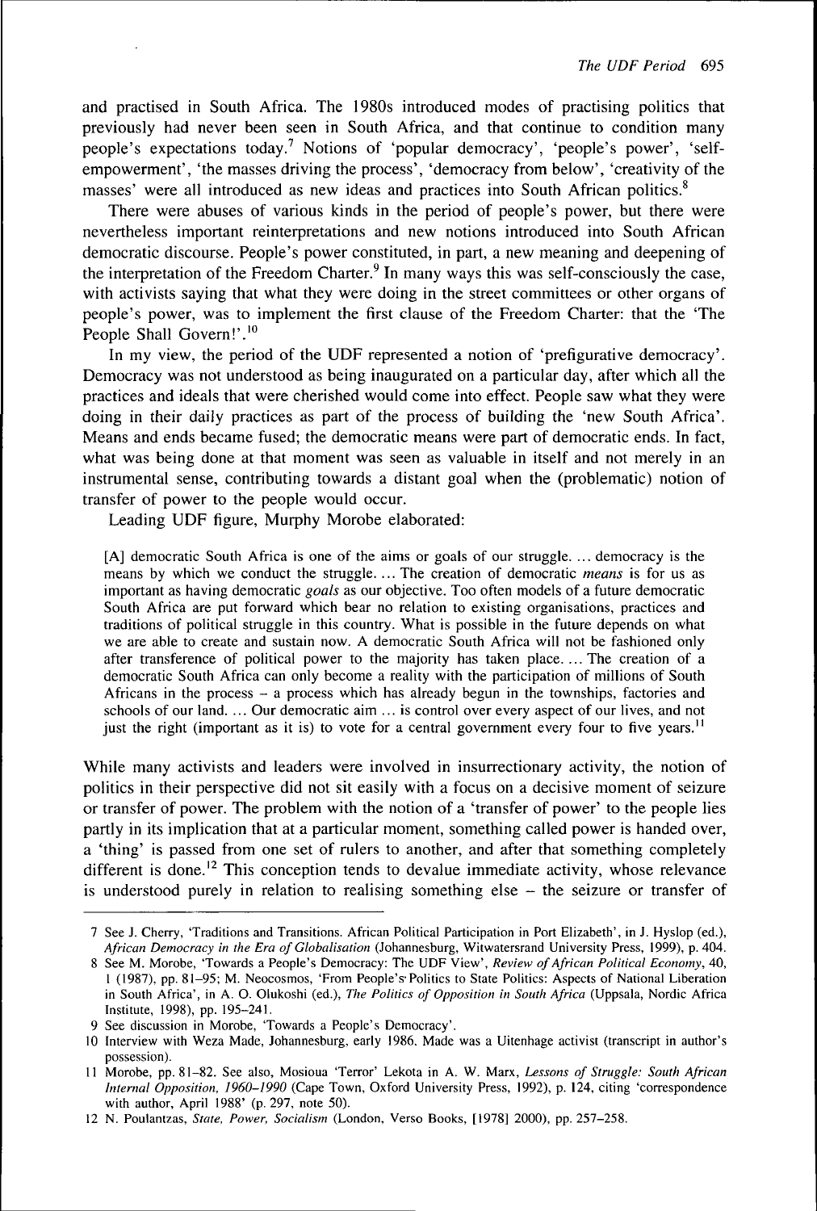and practised in South Africa. The 1980s introduced modes of practising politics that previously had never been seen in South Africa, and that continue to condition many people's expectations today.[7] Notions of 'popular democracy', 'people's power', 'self-empowerment', 'the masses driving the process', 'democracy from below', 'creativity of the masses' were all introduced as new ideas and practices into South African politics.[8]

There were abuses of various kinds in the period of people's power, but there were nevertheless important reinterpretations and new notions introduced into South African democratic discourse. People's power constituted, in part, a new meaning and deepening of the interpretation of the Freedom Charter.[9] In many ways this was self-consciously the case, with activists saying that what they were doing in the street committees or other organs of people's power, was to implement the first clause of the Freedom Charter: that the 'The People Shall Govern!'.[10]

In my view, the period of the UDF represented a notion of 'prefigurative democracy'. Democracy was not understood as being inaugurated on a particular day, after which all the practices and ideals that were cherished would come into effect. People saw what they were doing in their daily practices as part of the process of building the 'new South Africa'. Means and ends became fused; the democratic means were part of democratic ends. In fact, what was being done at that moment was seen as valuable in itself and not merely in an instrumental sense, contributing towards a distant goal when the (problematic) notion of transfer of power to the people would occur.

Leading UDF figure, Murphy Morobe elaborated:

> [A] democratic South Africa is one of the aims or goals of our struggle. ... democracy is the means by which we conduct the struggle. ... The creation of democratic *means* is for us as important as having democratic *goals* as our objective. Too often models of a future democratic South Africa are put forward which bear no relation to existing organisations, practices and traditions of political struggle in this country. What is possible in the future depends on what we are able to create and sustain now. A democratic South Africa will not be fashioned only after transference of political power to the majority has taken place. ... The creation of a democratic South Africa can only become a reality with the participation of millions of South Africans in the process – a process which has already begun in the townships, factories and schools of our land. ... Our democratic aim ... is control over every aspect of our lives, and not just the right (important as it is) to vote for a central government every four to five years.[11]

While many activists and leaders were involved in insurrectionary activity, the notion of politics in their perspective did not sit easily with a focus on a decisive moment of seizure or transfer of power. The problem with the notion of a 'transfer of power' to the people lies partly in its implication that at a particular moment, something called power is handed over, a 'thing' is passed from one set of rulers to another, and after that something completely different is done.[12] This conception tends to devalue immediate activity, whose relevance is understood purely in relation to realising something else – the seizure or transfer of

---

7 See J. Cherry, 'Traditions and Transitions. African Political Participation in Port Elizabeth', in J. Hyslop (ed.), *African Democracy in the Era of Globalisation* (Johannesburg, Witwatersrand University Press, 1999), p. 404.

8 See M. Morobe, 'Towards a People's Democracy: The UDF View', *Review of African Political Economy*, 40, 1 (1987), pp. 81–95; M. Neocosmos, 'From People's Politics to State Politics: Aspects of National Liberation in South Africa', in A. O. Olukoshi (ed.), *The Politics of Opposition in South Africa* (Uppsala, Nordic Africa Institute, 1998), pp. 195–241.

9 See discussion in Morobe, 'Towards a People's Democracy'.

10 Interview with Weza Made, Johannesburg, early 1986. Made was a Uitenhage activist (transcript in author's possession).

11 Morobe, pp. 81–82. See also, Mosioua 'Terror' Lekota in A. W. Marx, *Lessons of Struggle: South African Internal Opposition, 1960–1990* (Cape Town, Oxford University Press, 1992), p. 124, citing 'correspondence with author, April 1988' (p. 297, note 50).

12 N. Poulantzas, *State, Power, Socialism* (London, Verso Books, [1978] 2000), pp. 257–258.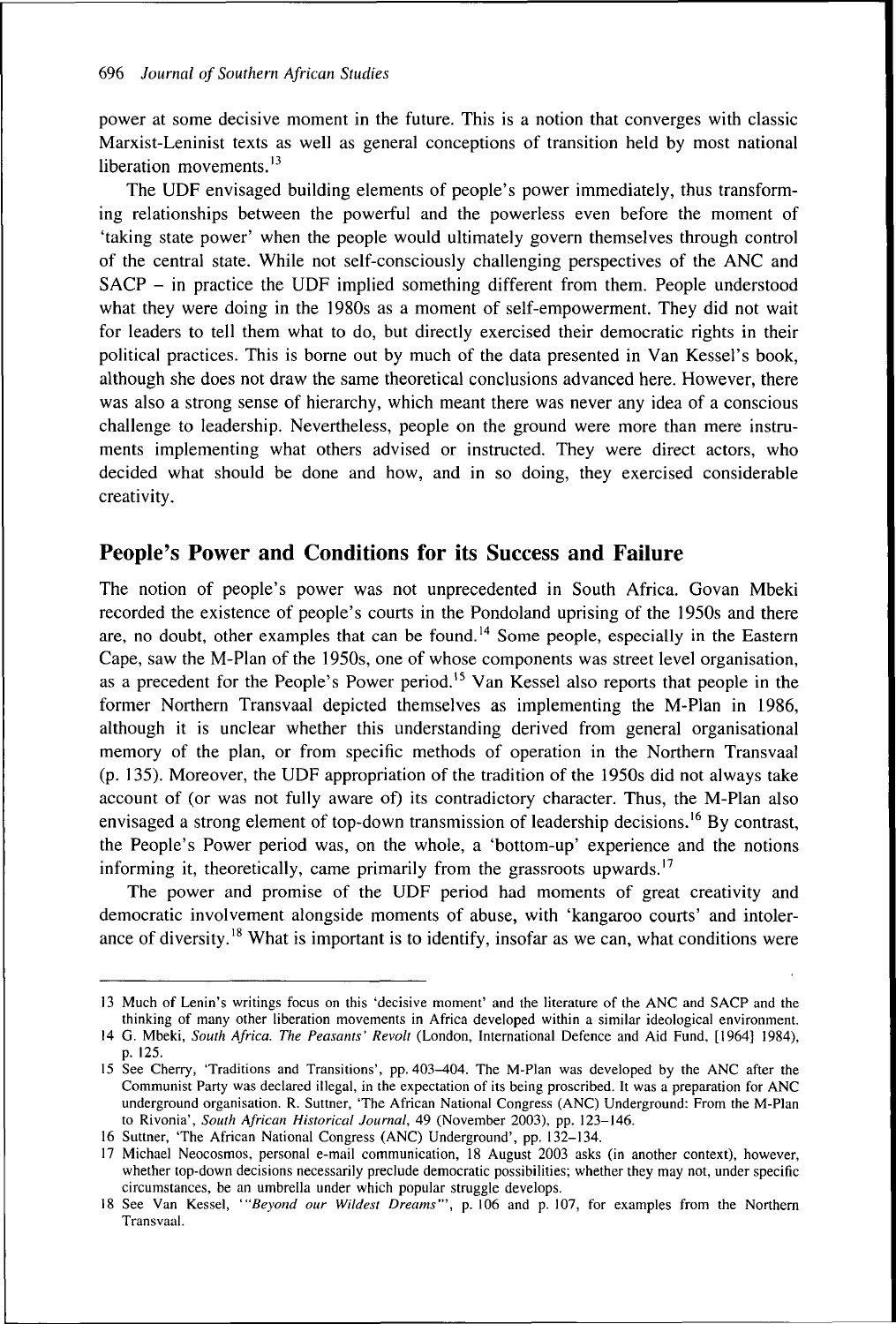power at some decisive moment in the future. This is a notion that converges with classic Marxist-Leninist texts as well as general conceptions of transition held by most national liberation movements.[13]

The UDF envisaged building elements of people's power immediately, thus transforming relationships between the powerful and the powerless even before the moment of 'taking state power' when the people would ultimately govern themselves through control of the central state. While not self-consciously challenging perspectives of the ANC and SACP – in practice the UDF implied something different from them. People understood what they were doing in the 1980s as a moment of self-empowerment. They did not wait for leaders to tell them what to do, but directly exercised their democratic rights in their political practices. This is borne out by much of the data presented in Van Kessel's book, although she does not draw the same theoretical conclusions advanced here. However, there was also a strong sense of hierarchy, which meant there was never any idea of a conscious challenge to leadership. Nevertheless, people on the ground were more than mere instruments implementing what others advised or instructed. They were direct actors, who decided what should be done and how, and in so doing, they exercised considerable creativity.

## People's Power and Conditions for its Success and Failure

The notion of people's power was not unprecedented in South Africa. Govan Mbeki recorded the existence of people's courts in the Pondoland uprising of the 1950s and there are, no doubt, other examples that can be found.[14] Some people, especially in the Eastern Cape, saw the M-Plan of the 1950s, one of whose components was street level organisation, as a precedent for the People's Power period.[15] Van Kessel also reports that people in the former Northern Transvaal depicted themselves as implementing the M-Plan in 1986, although it is unclear whether this understanding derived from general organisational memory of the plan, or from specific methods of operation in the Northern Transvaal (p. 135). Moreover, the UDF appropriation of the tradition of the 1950s did not always take account of (or was not fully aware of) its contradictory character. Thus, the M-Plan also envisaged a strong element of top-down transmission of leadership decisions.[16] By contrast, the People's Power period was, on the whole, a 'bottom-up' experience and the notions informing it, theoretically, came primarily from the grassroots upwards.[17]

The power and promise of the UDF period had moments of great creativity and democratic involvement alongside moments of abuse, with 'kangaroo courts' and intolerance of diversity.[18] What is important is to identify, insofar as we can, what conditions were

---

13 Much of Lenin's writings focus on this 'decisive moment' and the literature of the ANC and SACP and the thinking of many other liberation movements in Africa developed within a similar ideological environment.

14 G. Mbeki, *South Africa. The Peasants' Revolt* (London, International Defence and Aid Fund, [1964] 1984), p. 125.

15 See Cherry, 'Traditions and Transitions', pp. 403–404. The M-Plan was developed by the ANC after the Communist Party was declared illegal, in the expectation of its being proscribed. It was a preparation for ANC underground organisation. R. Suttner, 'The African National Congress (ANC) Underground: From the M-Plan to Rivonia', *South African Historical Journal*, 49 (November 2003), pp. 123–146.

16 Suttner, 'The African National Congress (ANC) Underground', pp. 132–134.

17 Michael Neocosmos, personal e-mail communication, 18 August 2003 asks (in another context), however, whether top-down decisions necessarily preclude democratic possibilities; whether they may not, under specific circumstances, be an umbrella under which popular struggle develops.

18 See Van Kessel, '"*Beyond our Wildest Dreams*"', p. 106 and p. 107, for examples from the Northern Transvaal.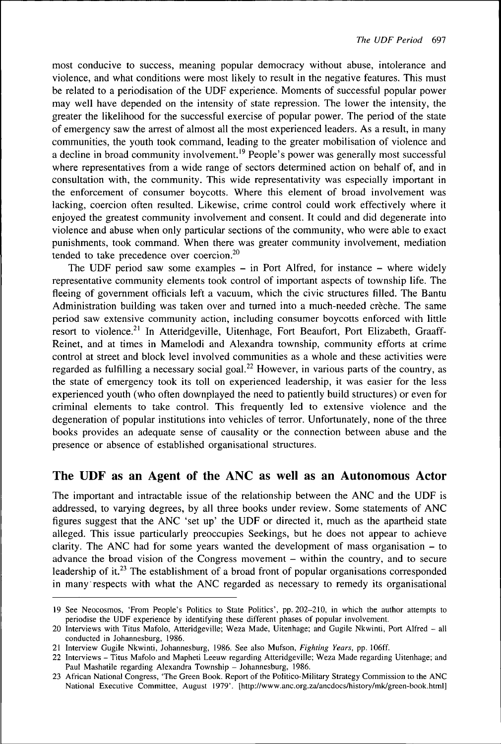most conducive to success, meaning popular democracy without abuse, intolerance and violence, and what conditions were most likely to result in the negative features. This must be related to a periodisation of the UDF experience. Moments of successful popular power may well have depended on the intensity of state repression. The lower the intensity, the greater the likelihood for the successful exercise of popular power. The period of the state of emergency saw the arrest of almost all the most experienced leaders. As a result, in many communities, the youth took command, leading to the greater mobilisation of violence and a decline in broad community involvement.[19] People's power was generally most successful where representatives from a wide range of sectors determined action on behalf of, and in consultation with, the community. This wide representativity was especially important in the enforcement of consumer boycotts. Where this element of broad involvement was lacking, coercion often resulted. Likewise, crime control could work effectively where it enjoyed the greatest community involvement and consent. It could and did degenerate into violence and abuse when only particular sections of the community, who were able to exact punishments, took command. When there was greater community involvement, mediation tended to take precedence over coercion.[20]

The UDF period saw some examples – in Port Alfred, for instance – where widely representative community elements took control of important aspects of township life. The fleeing of government officials left a vacuum, which the civic structures filled. The Bantu Administration building was taken over and turned into a much-needed crèche. The same period saw extensive community action, including consumer boycotts enforced with little resort to violence.[21] In Atteridgeville, Uitenhage, Fort Beaufort, Port Elizabeth, Graaff-Reinet, and at times in Mamelodi and Alexandra township, community efforts at crime control at street and block level involved communities as a whole and these activities were regarded as fulfilling a necessary social goal.[22] However, in various parts of the country, as the state of emergency took its toll on experienced leadership, it was easier for the less experienced youth (who often downplayed the need to patiently build structures) or even for criminal elements to take control. This frequently led to extensive violence and the degeneration of popular institutions into vehicles of terror. Unfortunately, none of the three books provides an adequate sense of causality or the connection between abuse and the presence or absence of established organisational structures.

## The UDF as an Agent of the ANC as well as an Autonomous Actor

The important and intractable issue of the relationship between the ANC and the UDF is addressed, to varying degrees, by all three books under review. Some statements of ANC figures suggest that the ANC 'set up' the UDF or directed it, much as the apartheid state alleged. This issue particularly preoccupies Seekings, but he does not appear to achieve clarity. The ANC had for some years wanted the development of mass organisation – to advance the broad vision of the Congress movement – within the country, and to secure leadership of it.[23] The establishment of a broad front of popular organisations corresponded in many respects with what the ANC regarded as necessary to remedy its organisational

19 See Neocosmos, 'From People's Politics to State Politics', pp. 202–210, in which the author attempts to periodise the UDF experience by identifying these different phases of popular involvement.

20 Interviews with Titus Mafolo, Atteridgeville; Weza Made, Uitenhage; and Gugile Nkwinti, Port Alfred – all conducted in Johannesburg, 1986.

21 Interview Gugile Nkwinti, Johannesburg, 1986. See also Mufson, *Fighting Years*, pp. 106ff.

22 Interviews – Titus Mafolo and Mapheti Leeuw regarding Atteridgeville; Weza Made regarding Uitenhage; and Paul Mashatile regarding Alexandra Township – Johannesburg, 1986.

23 African National Congress, 'The Green Book. Report of the Politico-Military Strategy Commission to the ANC National Executive Committee, August 1979'. [http://www.anc.org.za/ancdocs/history/mk/green-book.html]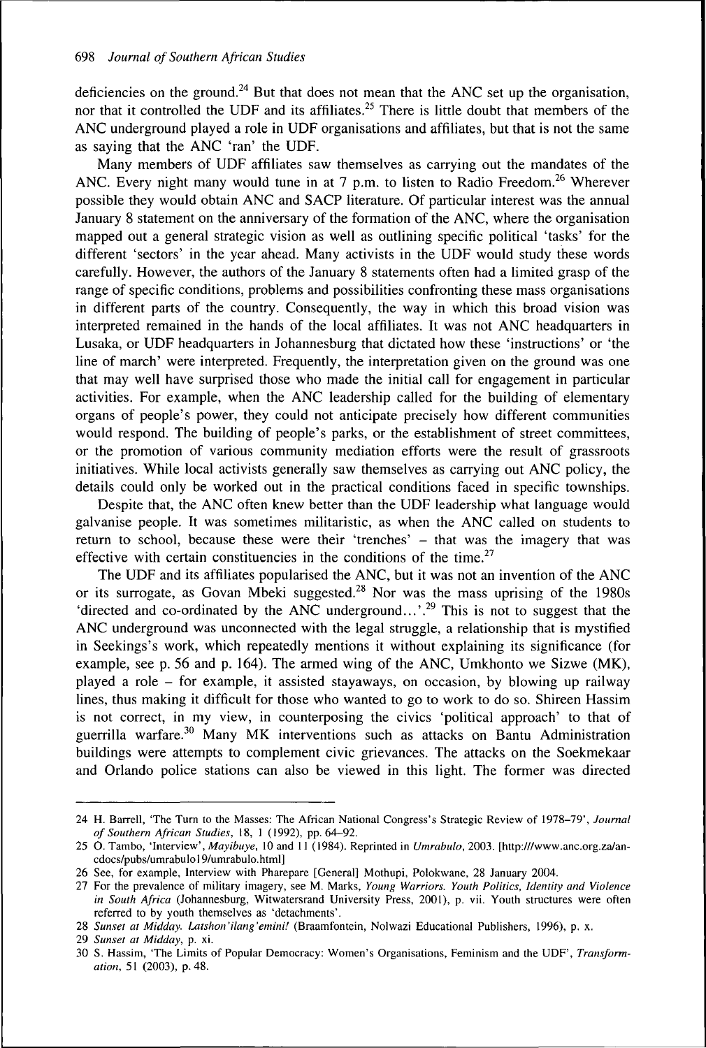deficiencies on the ground.[24] But that does not mean that the ANC set up the organisation, nor that it controlled the UDF and its affiliates.[25] There is little doubt that members of the ANC underground played a role in UDF organisations and affiliates, but that is not the same as saying that the ANC 'ran' the UDF.

Many members of UDF affiliates saw themselves as carrying out the mandates of the ANC. Every night many would tune in at 7 p.m. to listen to Radio Freedom.[26] Wherever possible they would obtain ANC and SACP literature. Of particular interest was the annual January 8 statement on the anniversary of the formation of the ANC, where the organisation mapped out a general strategic vision as well as outlining specific political 'tasks' for the different 'sectors' in the year ahead. Many activists in the UDF would study these words carefully. However, the authors of the January 8 statements often had a limited grasp of the range of specific conditions, problems and possibilities confronting these mass organisations in different parts of the country. Consequently, the way in which this broad vision was interpreted remained in the hands of the local affiliates. It was not ANC headquarters in Lusaka, or UDF headquarters in Johannesburg that dictated how these 'instructions' or 'the line of march' were interpreted. Frequently, the interpretation given on the ground was one that may well have surprised those who made the initial call for engagement in particular activities. For example, when the ANC leadership called for the building of elementary organs of people's power, they could not anticipate precisely how different communities would respond. The building of people's parks, or the establishment of street committees, or the promotion of various community mediation efforts were the result of grassroots initiatives. While local activists generally saw themselves as carrying out ANC policy, the details could only be worked out in the practical conditions faced in specific townships.

Despite that, the ANC often knew better than the UDF leadership what language would galvanise people. It was sometimes militaristic, as when the ANC called on students to return to school, because these were their 'trenches' – that was the imagery that was effective with certain constituencies in the conditions of the time.[27]

The UDF and its affiliates popularised the ANC, but it was not an invention of the ANC or its surrogate, as Govan Mbeki suggested.[28] Nor was the mass uprising of the 1980s 'directed and co-ordinated by the ANC underground…'.[29] This is not to suggest that the ANC underground was unconnected with the legal struggle, a relationship that is mystified in Seekings's work, which repeatedly mentions it without explaining its significance (for example, see p. 56 and p. 164). The armed wing of the ANC, Umkhonto we Sizwe (MK), played a role – for example, it assisted stayaways, on occasion, by blowing up railway lines, thus making it difficult for those who wanted to go to work to do so. Shireen Hassim is not correct, in my view, in counterposing the civics 'political approach' to that of guerrilla warfare.[30] Many MK interventions such as attacks on Bantu Administration buildings were attempts to complement civic grievances. The attacks on the Soekmekaar and Orlando police stations can also be viewed in this light. The former was directed

---

24 H. Barrell, 'The Turn to the Masses: The African National Congress's Strategic Review of 1978–79', *Journal of Southern African Studies*, 18, 1 (1992), pp. 64–92.

25 O. Tambo, 'Interview', *Mayibuye*, 10 and 11 (1984). Reprinted in *Umrabulo*, 2003. [http:///www.anc.org.za/ancdocs/pubs/umrabulo19/umrabulo.html]

26 See, for example, Interview with Pharepare [General] Mothupi, Polokwane, 28 January 2004.

27 For the prevalence of military imagery, see M. Marks, *Young Warriors. Youth Politics, Identity and Violence in South Africa* (Johannesburg, Witwatersrand University Press, 2001), p. vii. Youth structures were often referred to by youth themselves as 'detachments'.

28 *Sunset at Midday. Latshon'ilang'emini!* (Braamfontein, Nolwazi Educational Publishers, 1996), p. x.

29 *Sunset at Midday*, p. xi.

30 S. Hassim, 'The Limits of Popular Democracy: Women's Organisations, Feminism and the UDF', *Transformation*, 51 (2003), p. 48.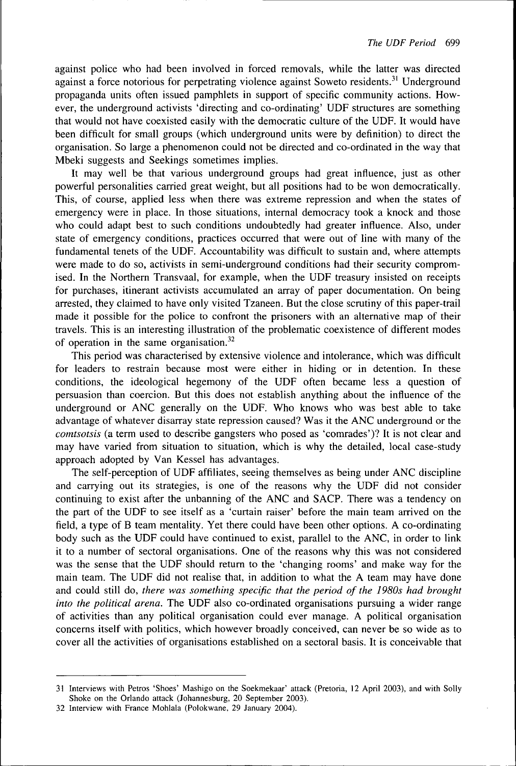against police who had been involved in forced removals, while the latter was directed against a force notorious for perpetrating violence against Soweto residents.[31] Underground propaganda units often issued pamphlets in support of specific community actions. However, the underground activists 'directing and co-ordinating' UDF structures are something that would not have coexisted easily with the democratic culture of the UDF. It would have been difficult for small groups (which underground units were by definition) to direct the organisation. So large a phenomenon could not be directed and co-ordinated in the way that Mbeki suggests and Seekings sometimes implies.

It may well be that various underground groups had great influence, just as other powerful personalities carried great weight, but all positions had to be won democratically. This, of course, applied less when there was extreme repression and when the states of emergency were in place. In those situations, internal democracy took a knock and those who could adapt best to such conditions undoubtedly had greater influence. Also, under state of emergency conditions, practices occurred that were out of line with many of the fundamental tenets of the UDF. Accountability was difficult to sustain and, where attempts were made to do so, activists in semi-underground conditions had their security compromised. In the Northern Transvaal, for example, when the UDF treasury insisted on receipts for purchases, itinerant activists accumulated an array of paper documentation. On being arrested, they claimed to have only visited Tzaneen. But the close scrutiny of this paper-trail made it possible for the police to confront the prisoners with an alternative map of their travels. This is an interesting illustration of the problematic coexistence of different modes of operation in the same organisation.[32]

This period was characterised by extensive violence and intolerance, which was difficult for leaders to restrain because most were either in hiding or in detention. In these conditions, the ideological hegemony of the UDF often became less a question of persuasion than coercion. But this does not establish anything about the influence of the underground or ANC generally on the UDF. Who knows who was best able to take advantage of whatever disarray state repression caused? Was it the ANC underground or the *comtsotsis* (a term used to describe gangsters who posed as 'comrades')? It is not clear and may have varied from situation to situation, which is why the detailed, local case-study approach adopted by Van Kessel has advantages.

The self-perception of UDF affiliates, seeing themselves as being under ANC discipline and carrying out its strategies, is one of the reasons why the UDF did not consider continuing to exist after the unbanning of the ANC and SACP. There was a tendency on the part of the UDF to see itself as a 'curtain raiser' before the main team arrived on the field, a type of B team mentality. Yet there could have been other options. A co-ordinating body such as the UDF could have continued to exist, parallel to the ANC, in order to link it to a number of sectoral organisations. One of the reasons why this was not considered was the sense that the UDF should return to the 'changing rooms' and make way for the main team. The UDF did not realise that, in addition to what the A team may have done and could still do, *there was something specific that the period of the 1980s had brought into the political arena.* The UDF also co-ordinated organisations pursuing a wider range of activities than any political organisation could ever manage. A political organisation concerns itself with politics, which however broadly conceived, can never be so wide as to cover all the activities of organisations established on a sectoral basis. It is conceivable that

---

31 Interviews with Petros 'Shoes' Mashigo on the Soekmekaar' attack (Pretoria, 12 April 2003), and with Solly Shoke on the Orlando attack (Johannesburg, 20 September 2003).

32 Interview with France Mohlala (Polokwane, 29 January 2004).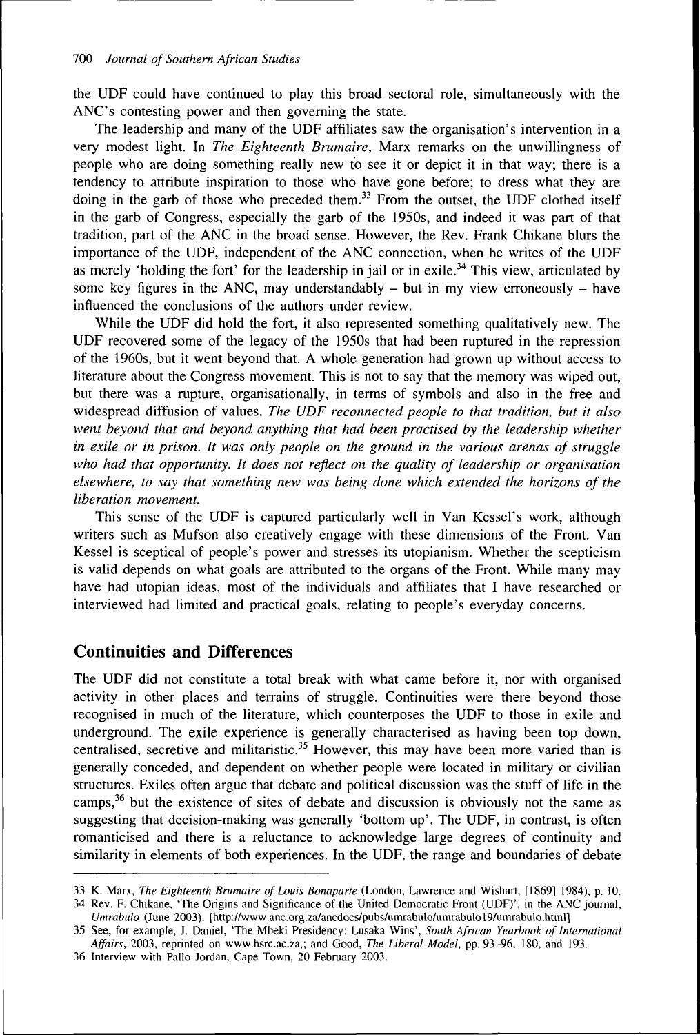the UDF could have continued to play this broad sectoral role, simultaneously with the ANC's contesting power and then governing the state.

The leadership and many of the UDF affiliates saw the organisation's intervention in a very modest light. In *The Eighteenth Brumaire*, Marx remarks on the unwillingness of people who are doing something really new to see it or depict it in that way; there is a tendency to attribute inspiration to those who have gone before; to dress what they are doing in the garb of those who preceded them.[33] From the outset, the UDF clothed itself in the garb of Congress, especially the garb of the 1950s, and indeed it was part of that tradition, part of the ANC in the broad sense. However, the Rev. Frank Chikane blurs the importance of the UDF, independent of the ANC connection, when he writes of the UDF as merely 'holding the fort' for the leadership in jail or in exile.[34] This view, articulated by some key figures in the ANC, may understandably – but in my view erroneously – have influenced the conclusions of the authors under review.

While the UDF did hold the fort, it also represented something qualitatively new. The UDF recovered some of the legacy of the 1950s that had been ruptured in the repression of the 1960s, but it went beyond that. A whole generation had grown up without access to literature about the Congress movement. This is not to say that the memory was wiped out, but there was a rupture, organisationally, in terms of symbols and also in the free and widespread diffusion of values. *The UDF reconnected people to that tradition, but it also went beyond that and beyond anything that had been practised by the leadership whether in exile or in prison. It was only people on the ground in the various arenas of struggle who had that opportunity. It does not reflect on the quality of leadership or organisation elsewhere, to say that something new was being done which extended the horizons of the liberation movement.*

This sense of the UDF is captured particularly well in Van Kessel's work, although writers such as Mufson also creatively engage with these dimensions of the Front. Van Kessel is sceptical of people's power and stresses its utopianism. Whether the scepticism is valid depends on what goals are attributed to the organs of the Front. While many may have had utopian ideas, most of the individuals and affiliates that I have researched or interviewed had limited and practical goals, relating to people's everyday concerns.

## Continuities and Differences

The UDF did not constitute a total break with what came before it, nor with organised activity in other places and terrains of struggle. Continuities were there beyond those recognised in much of the literature, which counterposes the UDF to those in exile and underground. The exile experience is generally characterised as having been top down, centralised, secretive and militaristic.[35] However, this may have been more varied than is generally conceded, and dependent on whether people were located in military or civilian structures. Exiles often argue that debate and political discussion was the stuff of life in the camps,[36] but the existence of sites of debate and discussion is obviously not the same as suggesting that decision-making was generally 'bottom up'. The UDF, in contrast, is often romanticised and there is a reluctance to acknowledge large degrees of continuity and similarity in elements of both experiences. In the UDF, the range and boundaries of debate

---

33 K. Marx, *The Eighteenth Brumaire of Louis Bonaparte* (London, Lawrence and Wishart, [1869] 1984), p. 10.

34 Rev. F. Chikane, 'The Origins and Significance of the United Democratic Front (UDF)', in the ANC journal, *Umrabulo* (June 2003). [http://www.anc.org.za/ancdocs/pubs/umrabulo/umrabulo19/umrabulo.html]

35 See, for example, J. Daniel, 'The Mbeki Presidency: Lusaka Wins', *South African Yearbook of International Affairs*, 2003, reprinted on www.hsrc.ac.za,; and Good, *The Liberal Model*, pp. 93–96, 180, and 193.

36 Interview with Pallo Jordan, Cape Town, 20 February 2003.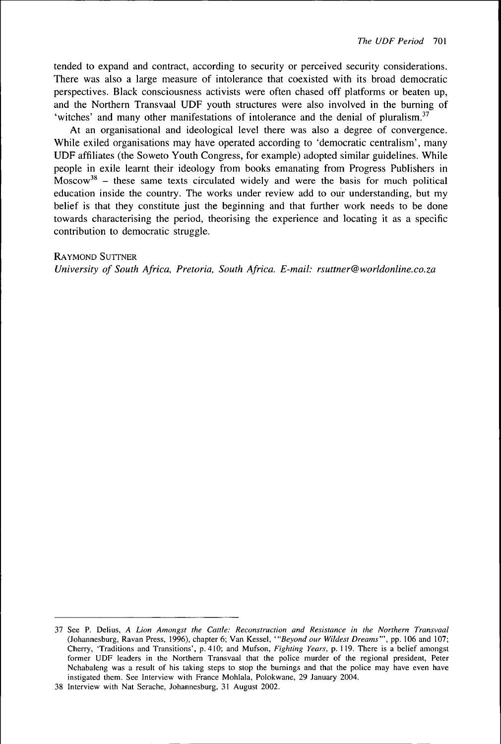tended to expand and contract, according to security or perceived security considerations. There was also a large measure of intolerance that coexisted with its broad democratic perspectives. Black consciousness activists were often chased off platforms or beaten up, and the Northern Transvaal UDF youth structures were also involved in the burning of 'witches' and many other manifestations of intolerance and the denial of pluralism.[37]

At an organisational and ideological level there was also a degree of convergence. While exiled organisations may have operated according to 'democratic centralism', many UDF affiliates (the Soweto Youth Congress, for example) adopted similar guidelines. While people in exile learnt their ideology from books emanating from Progress Publishers in Moscow[38] – these same texts circulated widely and were the basis for much political education inside the country. The works under review add to our understanding, but my belief is that they constitute just the beginning and that further work needs to be done towards characterising the period, theorising the experience and locating it as a specific contribution to democratic struggle.

RAYMOND SUTTNER
*University of South Africa, Pretoria, South Africa. E-mail: rsuttner@worldonline.co.za*

---

37 See P. Delius, *A Lion Amongst the Cattle: Reconstruction and Resistance in the Northern Transvaal* (Johannesburg, Ravan Press, 1996), chapter 6; Van Kessel, '*"Beyond our Wildest Dreams"*', pp. 106 and 107; Cherry, 'Traditions and Transitions', p. 410; and Mufson, *Fighting Years*, p. 119. There is a belief amongst former UDF leaders in the Northern Transvaal that the police murder of the regional president, Peter Nchabaleng was a result of his taking steps to stop the burnings and that the police may have even have instigated them. See Interview with France Mohlala, Polokwane, 29 January 2004.

38 Interview with Nat Serache, Johannesburg, 31 August 2002.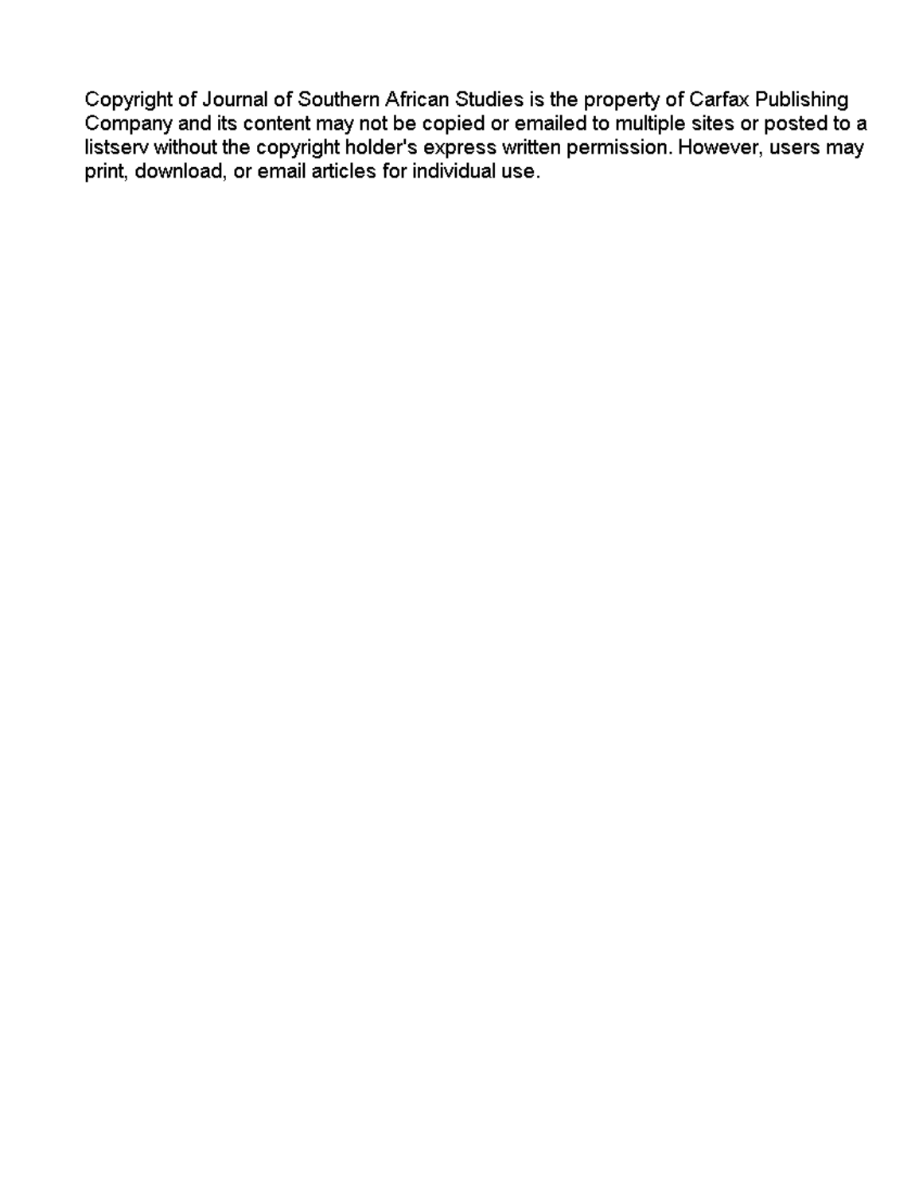Copyright of Journal of Southern African Studies is the property of Carfax Publishing Company and its content may not be copied or emailed to multiple sites or posted to a listserv without the copyright holder's express written permission. However, users may print, download, or email articles for individual use.